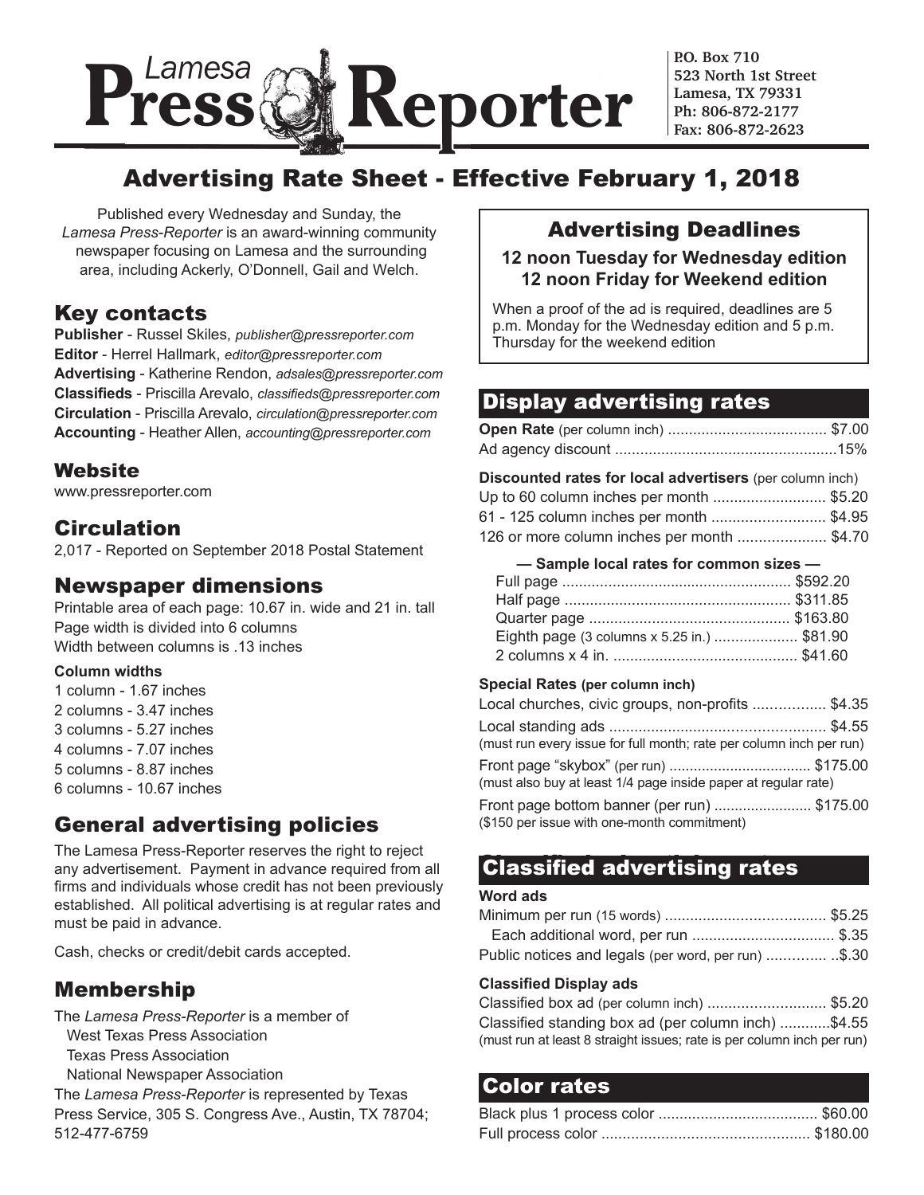# Lamesa Press Reporter

P.O. Box 710
523 North 1st Street
Lamesa, TX 79331
Ph: 806-872-2177
Fax: 806-872-2623

## Advertising Rate Sheet - Effective February 1, 2018

Published every Wednesday and Sunday, the *Lamesa Press-Reporter* is an award-winning community newspaper focusing on Lamesa and the surrounding area, including Ackerly, O'Donnell, Gail and Welch.

### Key contacts

**Publisher** - Russel Skiles, *publisher@pressreporter.com*
**Editor** - Herrel Hallmark, *editor@pressreporter.com*
**Advertising** - Katherine Rendon, *adsales@pressreporter.com*
**Classifieds** - Priscilla Arevalo, *classifieds@pressreporter.com*
**Circulation** - Priscilla Arevalo, *circulation@pressreporter.com*
**Accounting** - Heather Allen, *accounting@pressreporter.com*

### Website

www.pressreporter.com

### Circulation

2,017 - Reported on September 2018 Postal Statement

### Newspaper dimensions

Printable area of each page: 10.67 in. wide and 21 in. tall
Page width is divided into 6 columns
Width between columns is .13 inches

**Column widths**

1 column - 1.67 inches
2 columns - 3.47 inches
3 columns - 5.27 inches
4 columns - 7.07 inches
5 columns - 8.87 inches
6 columns - 10.67 inches

### General advertising policies

The Lamesa Press-Reporter reserves the right to reject any advertisement. Payment in advance required from all firms and individuals whose credit has not been previously established. All political advertising is at regular rates and must be paid in advance.

Cash, checks or credit/debit cards accepted.

### Membership

The *Lamesa Press-Reporter* is a member of
West Texas Press Association
Texas Press Association
National Newspaper Association

The *Lamesa Press-Reporter* is represented by Texas Press Service, 305 S. Congress Ave., Austin, TX 78704; 512-477-6759

### Advertising Deadlines

**12 noon Tuesday for Wednesday edition**
**12 noon Friday for Weekend edition**

When a proof of the ad is required, deadlines are 5 p.m. Monday for the Wednesday edition and 5 p.m. Thursday for the weekend edition

### Display advertising rates

**Open Rate** (per column inch) ...................................... $7.00
Ad agency discount ...................................................15%

**Discounted rates for local advertisers** (per column inch)
Up to 60 column inches per month ........................... $5.20
61 - 125 column inches per month ........................... $4.95
126 or more column inches per month ..................... $4.70

**— Sample local rates for common sizes —**
Full page ...................................................... $592.20
Half page ..................................................... $311.85
Quarter page ................................................ $163.80
Eighth page (3 columns x 5.25 in.) .................... $81.90
2 columns x 4 in. ............................................ $41.60

**Special Rates (per column inch)**
Local churches, civic groups, non-profits ................. $4.35
Local standing ads ................................................... $4.55
(must run every issue for full month; rate per column inch per run)
Front page "skybox" (per run) .................................. $175.00
(must also buy at least 1/4 page inside paper at regular rate)
Front page bottom banner (per run) ........................ $175.00
($150 per issue with one-month commitment)

### Classified advertising rates

**Word ads**
Minimum per run (15 words) ...................................... $5.25
Each additional word, per run .................................. $.35
Public notices and legals (per word, per run) .............. ..$.30

**Classified Display ads**
Classified box ad (per column inch) ............................ $5.20
Classified standing box ad (per column inch) ............$4.55
(must run at least 8 straight issues; rate is per column inch per run)

### Color rates

Black plus 1 process color ...................................... $60.00
Full process color ................................................. $180.00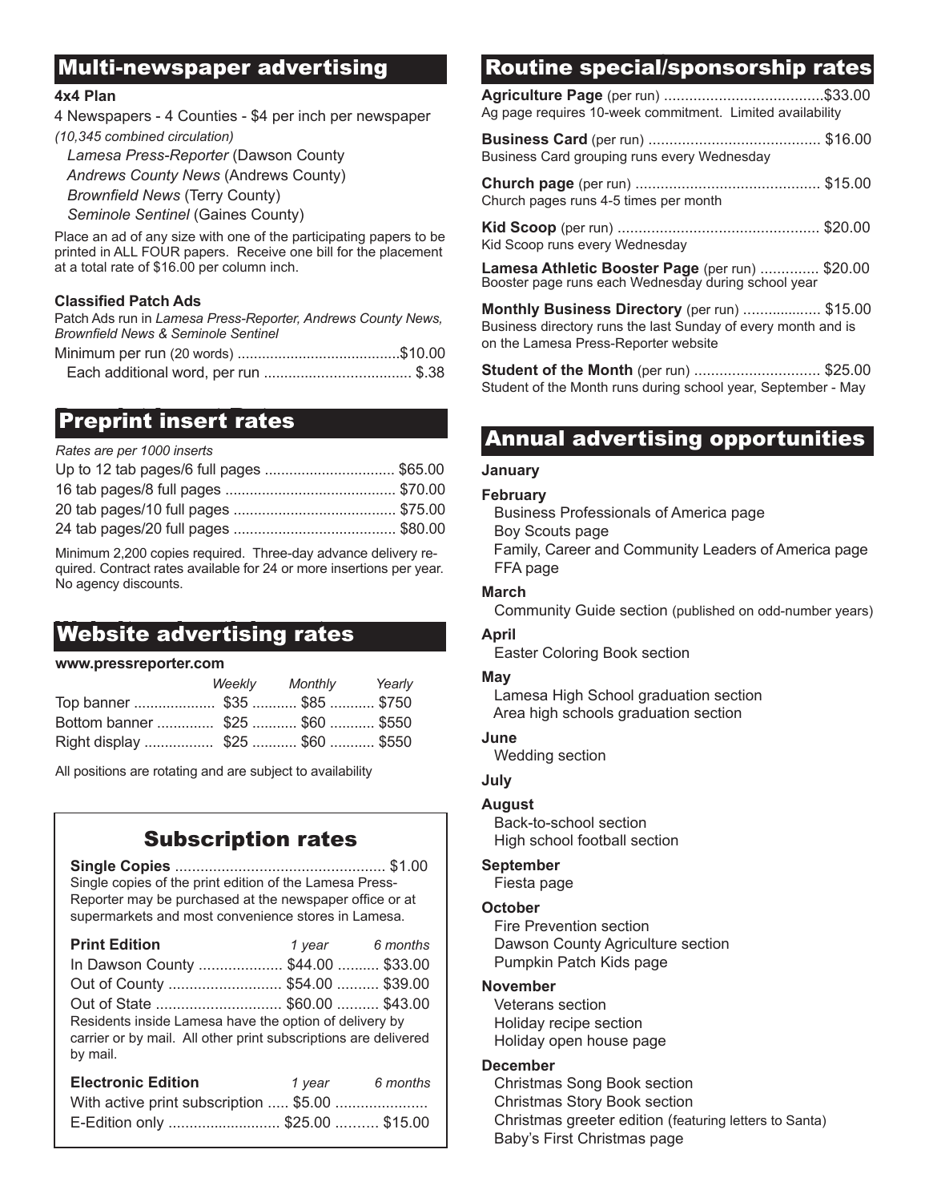## Multi-newspaper advertising

**4x4 Plan**

4 Newspapers - 4 Counties - $4 per inch per newspaper

*(10,345 combined circulation)*

*Lamesa Press-Reporter* (Dawson County)
*Andrews County News* (Andrews County)
*Brownfield News* (Terry County)
*Seminole Sentinel* (Gaines County)

Place an ad of any size with one of the participating papers to be printed in ALL FOUR papers. Receive one bill for the placement at a total rate of $16.00 per column inch.

**Classified Patch Ads**

Patch Ads run in *Lamesa Press-Reporter, Andrews County News, Brownfield News & Seminole Sentinel*

Minimum per run (20 words) ........................................$10.00
Each additional word, per run .................................... $.38

## Preprint insert rates

*Rates are per 1000 inserts*

Up to 12 tab pages/6 full pages ................................ $65.00
16 tab pages/8 full pages .......................................... $70.00
20 tab pages/10 full pages ........................................ $75.00
24 tab pages/20 full pages ........................................ $80.00

Minimum 2,200 copies required. Three-day advance delivery required. Contract rates available for 24 or more insertions per year. No agency discounts.

## Website advertising rates

**www.pressreporter.com**

| | Weekly | Monthly | Yearly |
|---|---|---|---|
| Top banner | $35 | $85 | $750 |
| Bottom banner | $25 | $60 | $550 |
| Right display | $25 | $60 | $550 |

All positions are rotating and are subject to availability

## Subscription rates

**Single Copies** .................................................. $1.00
Single copies of the print edition of the Lamesa Press-Reporter may be purchased at the newspaper office or at supermarkets and most convenience stores in Lamesa.

| **Print Edition** | *1 year* | *6 months* |
|---|---|---|
| In Dawson County | $44.00 | $33.00 |
| Out of County | $54.00 | $39.00 |
| Out of State | $60.00 | $43.00 |

Residents inside Lamesa have the option of delivery by carrier or by mail. All other print subscriptions are delivered by mail.

| **Electronic Edition** | *1 year* | *6 months* |
|---|---|---|
| With active print subscription | $5.00 | |
| E-Edition only | $25.00 | $15.00 |

## Routine special/sponsorship rates

**Agriculture Page** (per run) ......................................$33.00
Ag page requires 10-week commitment. Limited availability

**Business Card** (per run) ......................................... $16.00
Business Card grouping runs every Wednesday

**Church page** (per run) ............................................ $15.00
Church pages runs 4-5 times per month

**Kid Scoop** (per run) ................................................ $20.00
Kid Scoop runs every Wednesday

**Lamesa Athletic Booster Page** (per run) .............. $20.00
Booster page runs each Wednesday during school year

**Monthly Business Directory** (per run) .................. $15.00
Business directory runs the last Sunday of every month and is on the Lamesa Press-Reporter website

**Student of the Month** (per run) .............................. $25.00
Student of the Month runs during school year, September - May

## Annual advertising opportunities

**January**

**February**
- Business Professionals of America page
- Boy Scouts page
- Family, Career and Community Leaders of America page
- FFA page

**March**
- Community Guide section (published on odd-number years)

**April**
- Easter Coloring Book section

**May**
- Lamesa High School graduation section
- Area high schools graduation section

**June**
- Wedding section

**July**

**August**
- Back-to-school section
- High school football section

**September**
- Fiesta page

**October**
- Fire Prevention section
- Dawson County Agriculture section
- Pumpkin Patch Kids page

**November**
- Veterans section
- Holiday recipe section
- Holiday open house page

**December**
- Christmas Song Book section
- Christmas Story Book section
- Christmas greeter edition (featuring letters to Santa)
- Baby's First Christmas page